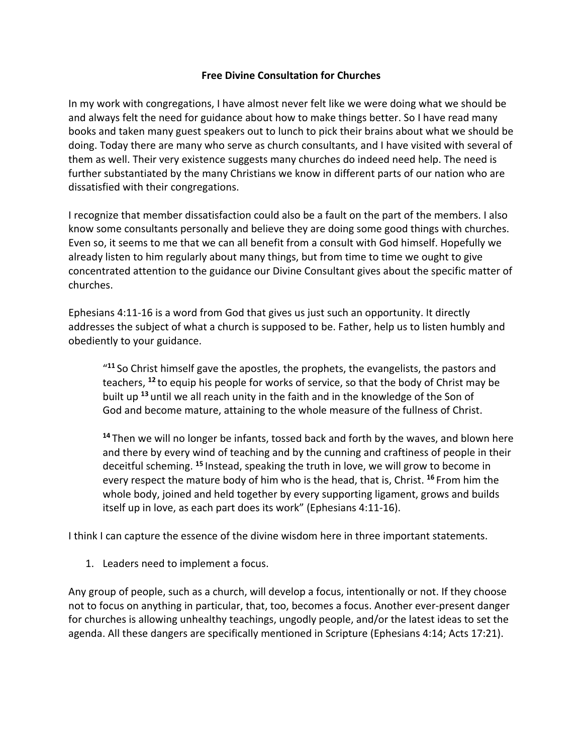# Free Divine Consultation for Churches

In my work with congregations, I have almost never felt like we were doing what we should be and always felt the need for guidance about how to make things better. So I have read many books and taken many guest speakers out to lunch to pick their brains about what we should be doing. Today there are many who serve as church consultants, and I have visited with several of them as well. Their very existence suggests many churches do indeed need help. The need is further substantiated by the many Christians we know in different parts of our nation who are dissatisfied with their congregations.

I recognize that member dissatisfaction could also be a fault on the part of the members. I also know some consultants personally and believe they are doing some good things with churches. Even so, it seems to me that we can all benefit from a consult with God himself. Hopefully we already listen to him regularly about many things, but from time to time we ought to give concentrated attention to the guidance our Divine Consultant gives about the specific matter of churches.

Ephesians 4:11-16 is a word from God that gives us just such an opportunity. It directly addresses the subject of what a church is supposed to be. Father, help us to listen humbly and obediently to your guidance.

> "[11] So Christ himself gave the apostles, the prophets, the evangelists, the pastors and teachers, [12] to equip his people for works of service, so that the body of Christ may be built up [13] until we all reach unity in the faith and in the knowledge of the Son of God and become mature, attaining to the whole measure of the fullness of Christ.
>
> [14] Then we will no longer be infants, tossed back and forth by the waves, and blown here and there by every wind of teaching and by the cunning and craftiness of people in their deceitful scheming. [15] Instead, speaking the truth in love, we will grow to become in every respect the mature body of him who is the head, that is, Christ. [16] From him the whole body, joined and held together by every supporting ligament, grows and builds itself up in love, as each part does its work" (Ephesians 4:11-16).

I think I can capture the essence of the divine wisdom here in three important statements.

1. Leaders need to implement a focus.

Any group of people, such as a church, will develop a focus, intentionally or not. If they choose not to focus on anything in particular, that, too, becomes a focus. Another ever-present danger for churches is allowing unhealthy teachings, ungodly people, and/or the latest ideas to set the agenda. All these dangers are specifically mentioned in Scripture (Ephesians 4:14; Acts 17:21).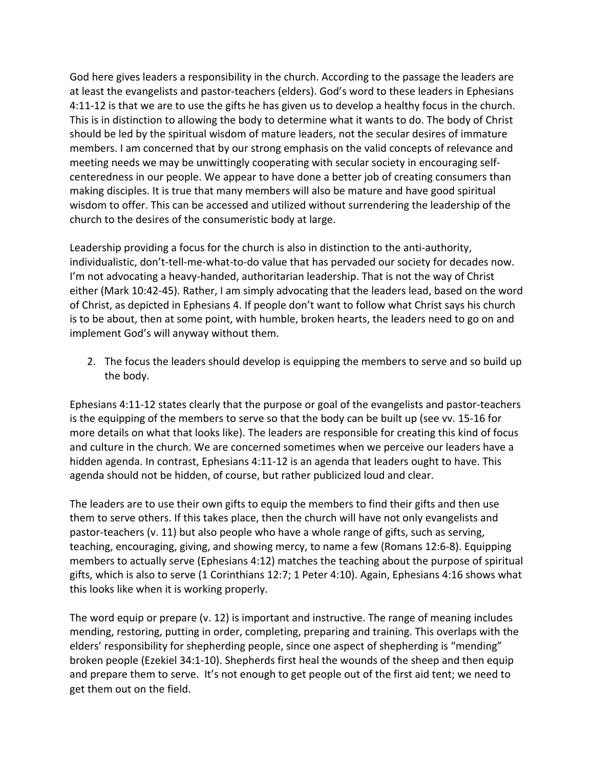God here gives leaders a responsibility in the church. According to the passage the leaders are at least the evangelists and pastor-teachers (elders). God's word to these leaders in Ephesians 4:11-12 is that we are to use the gifts he has given us to develop a healthy focus in the church. This is in distinction to allowing the body to determine what it wants to do. The body of Christ should be led by the spiritual wisdom of mature leaders, not the secular desires of immature members. I am concerned that by our strong emphasis on the valid concepts of relevance and meeting needs we may be unwittingly cooperating with secular society in encouraging self-centeredness in our people. We appear to have done a better job of creating consumers than making disciples. It is true that many members will also be mature and have good spiritual wisdom to offer. This can be accessed and utilized without surrendering the leadership of the church to the desires of the consumeristic body at large.

Leadership providing a focus for the church is also in distinction to the anti-authority, individualistic, don't-tell-me-what-to-do value that has pervaded our society for decades now. I'm not advocating a heavy-handed, authoritarian leadership. That is not the way of Christ either (Mark 10:42-45). Rather, I am simply advocating that the leaders lead, based on the word of Christ, as depicted in Ephesians 4. If people don't want to follow what Christ says his church is to be about, then at some point, with humble, broken hearts, the leaders need to go on and implement God's will anyway without them.

2. The focus the leaders should develop is equipping the members to serve and so build up the body.

Ephesians 4:11-12 states clearly that the purpose or goal of the evangelists and pastor-teachers is the equipping of the members to serve so that the body can be built up (see vv. 15-16 for more details on what that looks like). The leaders are responsible for creating this kind of focus and culture in the church. We are concerned sometimes when we perceive our leaders have a hidden agenda. In contrast, Ephesians 4:11-12 is an agenda that leaders ought to have. This agenda should not be hidden, of course, but rather publicized loud and clear.

The leaders are to use their own gifts to equip the members to find their gifts and then use them to serve others. If this takes place, then the church will have not only evangelists and pastor-teachers (v. 11) but also people who have a whole range of gifts, such as serving, teaching, encouraging, giving, and showing mercy, to name a few (Romans 12:6-8). Equipping members to actually serve (Ephesians 4:12) matches the teaching about the purpose of spiritual gifts, which is also to serve (1 Corinthians 12:7; 1 Peter 4:10). Again, Ephesians 4:16 shows what this looks like when it is working properly.

The word equip or prepare (v. 12) is important and instructive. The range of meaning includes mending, restoring, putting in order, completing, preparing and training. This overlaps with the elders' responsibility for shepherding people, since one aspect of shepherding is "mending" broken people (Ezekiel 34:1-10). Shepherds first heal the wounds of the sheep and then equip and prepare them to serve. It's not enough to get people out of the first aid tent; we need to get them out on the field.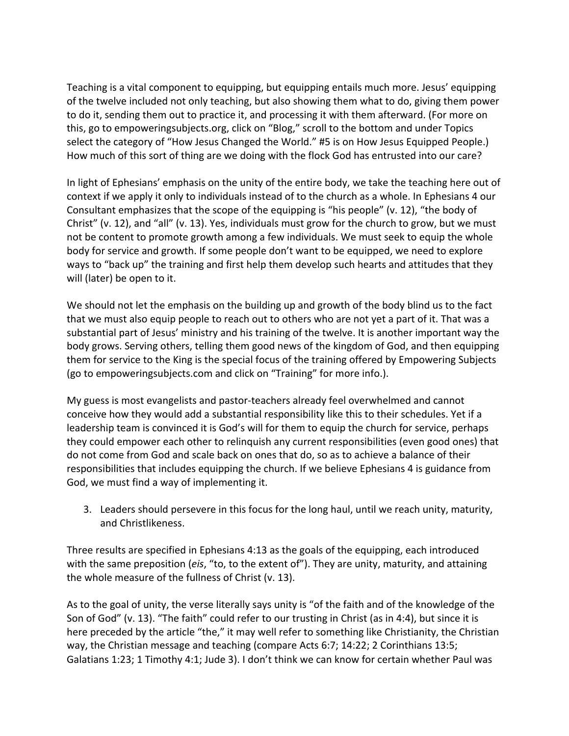Teaching is a vital component to equipping, but equipping entails much more. Jesus' equipping of the twelve included not only teaching, but also showing them what to do, giving them power to do it, sending them out to practice it, and processing it with them afterward. (For more on this, go to empoweringsubjects.org, click on "Blog," scroll to the bottom and under Topics select the category of "How Jesus Changed the World." #5 is on How Jesus Equipped People.) How much of this sort of thing are we doing with the flock God has entrusted into our care?

In light of Ephesians' emphasis on the unity of the entire body, we take the teaching here out of context if we apply it only to individuals instead of to the church as a whole. In Ephesians 4 our Consultant emphasizes that the scope of the equipping is "his people" (v. 12), "the body of Christ" (v. 12), and "all" (v. 13). Yes, individuals must grow for the church to grow, but we must not be content to promote growth among a few individuals. We must seek to equip the whole body for service and growth. If some people don't want to be equipped, we need to explore ways to "back up" the training and first help them develop such hearts and attitudes that they will (later) be open to it.

We should not let the emphasis on the building up and growth of the body blind us to the fact that we must also equip people to reach out to others who are not yet a part of it. That was a substantial part of Jesus' ministry and his training of the twelve. It is another important way the body grows. Serving others, telling them good news of the kingdom of God, and then equipping them for service to the King is the special focus of the training offered by Empowering Subjects (go to empoweringsubjects.com and click on "Training" for more info.).

My guess is most evangelists and pastor-teachers already feel overwhelmed and cannot conceive how they would add a substantial responsibility like this to their schedules. Yet if a leadership team is convinced it is God's will for them to equip the church for service, perhaps they could empower each other to relinquish any current responsibilities (even good ones) that do not come from God and scale back on ones that do, so as to achieve a balance of their responsibilities that includes equipping the church. If we believe Ephesians 4 is guidance from God, we must find a way of implementing it.

3. Leaders should persevere in this focus for the long haul, until we reach unity, maturity, and Christlikeness.

Three results are specified in Ephesians 4:13 as the goals of the equipping, each introduced with the same preposition (*eis*, "to, to the extent of"). They are unity, maturity, and attaining the whole measure of the fullness of Christ (v. 13).

As to the goal of unity, the verse literally says unity is "of the faith and of the knowledge of the Son of God" (v. 13). "The faith" could refer to our trusting in Christ (as in 4:4), but since it is here preceded by the article "the," it may well refer to something like Christianity, the Christian way, the Christian message and teaching (compare Acts 6:7; 14:22; 2 Corinthians 13:5; Galatians 1:23; 1 Timothy 4:1; Jude 3). I don't think we can know for certain whether Paul was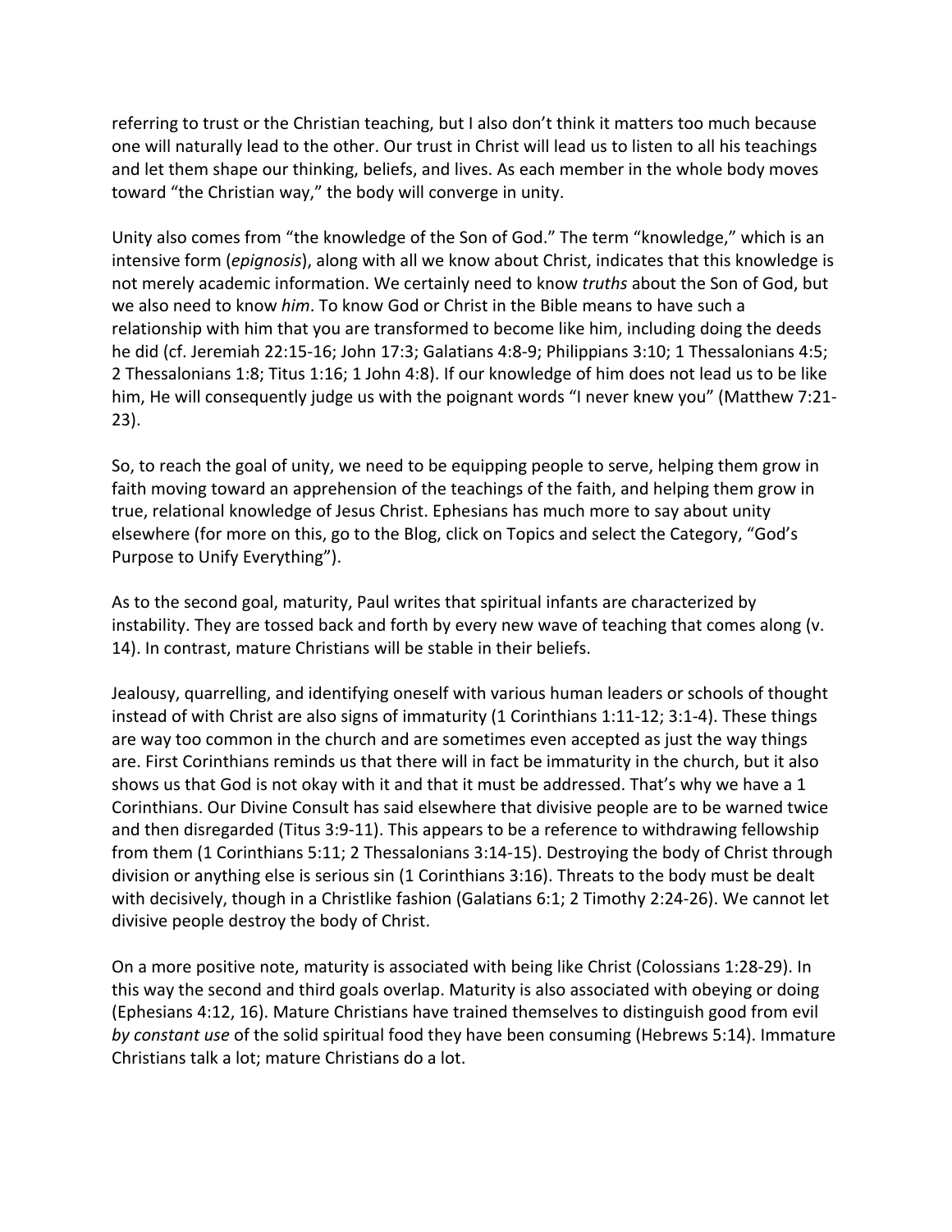referring to trust or the Christian teaching, but I also don't think it matters too much because one will naturally lead to the other. Our trust in Christ will lead us to listen to all his teachings and let them shape our thinking, beliefs, and lives. As each member in the whole body moves toward "the Christian way," the body will converge in unity.

Unity also comes from "the knowledge of the Son of God." The term "knowledge," which is an intensive form (*epignosis*), along with all we know about Christ, indicates that this knowledge is not merely academic information. We certainly need to know *truths* about the Son of God, but we also need to know *him*. To know God or Christ in the Bible means to have such a relationship with him that you are transformed to become like him, including doing the deeds he did (cf. Jeremiah 22:15-16; John 17:3; Galatians 4:8-9; Philippians 3:10; 1 Thessalonians 4:5; 2 Thessalonians 1:8; Titus 1:16; 1 John 4:8). If our knowledge of him does not lead us to be like him, He will consequently judge us with the poignant words "I never knew you" (Matthew 7:21-23).

So, to reach the goal of unity, we need to be equipping people to serve, helping them grow in faith moving toward an apprehension of the teachings of the faith, and helping them grow in true, relational knowledge of Jesus Christ. Ephesians has much more to say about unity elsewhere (for more on this, go to the Blog, click on Topics and select the Category, "God's Purpose to Unify Everything").

As to the second goal, maturity, Paul writes that spiritual infants are characterized by instability. They are tossed back and forth by every new wave of teaching that comes along (v. 14). In contrast, mature Christians will be stable in their beliefs.

Jealousy, quarrelling, and identifying oneself with various human leaders or schools of thought instead of with Christ are also signs of immaturity (1 Corinthians 1:11-12; 3:1-4). These things are way too common in the church and are sometimes even accepted as just the way things are. First Corinthians reminds us that there will in fact be immaturity in the church, but it also shows us that God is not okay with it and that it must be addressed. That's why we have a 1 Corinthians. Our Divine Consult has said elsewhere that divisive people are to be warned twice and then disregarded (Titus 3:9-11). This appears to be a reference to withdrawing fellowship from them (1 Corinthians 5:11; 2 Thessalonians 3:14-15). Destroying the body of Christ through division or anything else is serious sin (1 Corinthians 3:16). Threats to the body must be dealt with decisively, though in a Christlike fashion (Galatians 6:1; 2 Timothy 2:24-26). We cannot let divisive people destroy the body of Christ.

On a more positive note, maturity is associated with being like Christ (Colossians 1:28-29). In this way the second and third goals overlap. Maturity is also associated with obeying or doing (Ephesians 4:12, 16). Mature Christians have trained themselves to distinguish good from evil *by constant use* of the solid spiritual food they have been consuming (Hebrews 5:14). Immature Christians talk a lot; mature Christians do a lot.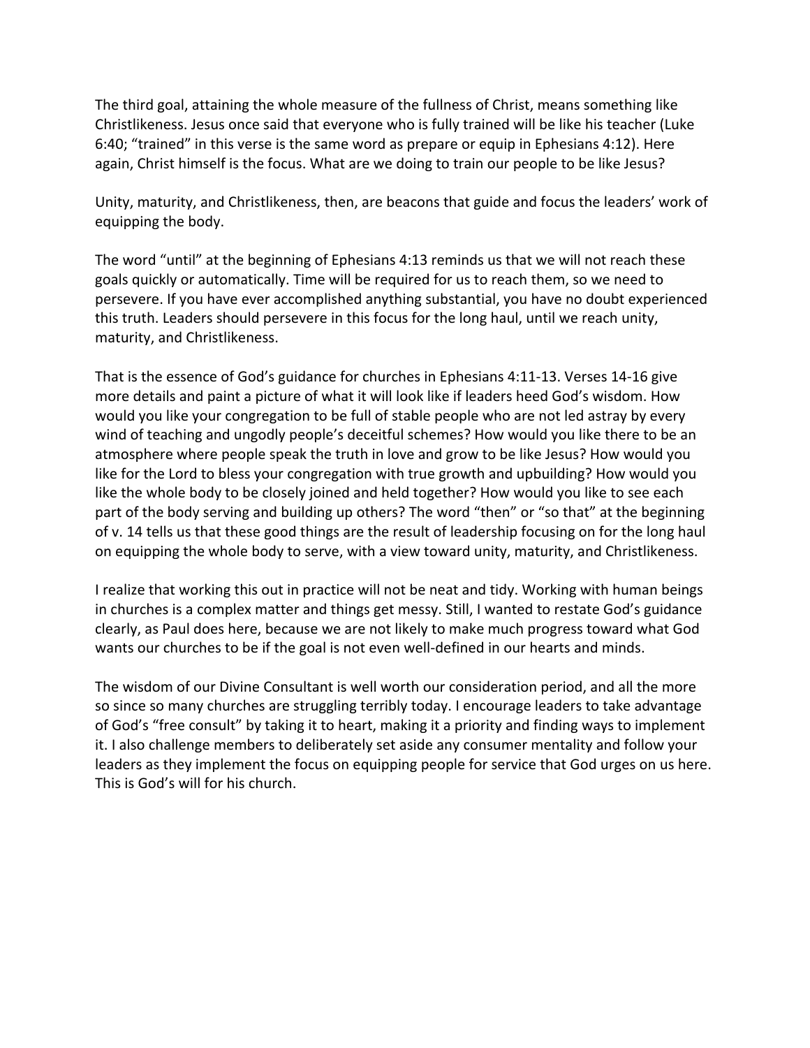The third goal, attaining the whole measure of the fullness of Christ, means something like Christlikeness. Jesus once said that everyone who is fully trained will be like his teacher (Luke 6:40; "trained" in this verse is the same word as prepare or equip in Ephesians 4:12). Here again, Christ himself is the focus. What are we doing to train our people to be like Jesus?

Unity, maturity, and Christlikeness, then, are beacons that guide and focus the leaders' work of equipping the body.

The word "until" at the beginning of Ephesians 4:13 reminds us that we will not reach these goals quickly or automatically. Time will be required for us to reach them, so we need to persevere. If you have ever accomplished anything substantial, you have no doubt experienced this truth. Leaders should persevere in this focus for the long haul, until we reach unity, maturity, and Christlikeness.

That is the essence of God's guidance for churches in Ephesians 4:11-13. Verses 14-16 give more details and paint a picture of what it will look like if leaders heed God's wisdom. How would you like your congregation to be full of stable people who are not led astray by every wind of teaching and ungodly people's deceitful schemes? How would you like there to be an atmosphere where people speak the truth in love and grow to be like Jesus? How would you like for the Lord to bless your congregation with true growth and upbuilding? How would you like the whole body to be closely joined and held together? How would you like to see each part of the body serving and building up others? The word "then" or "so that" at the beginning of v. 14 tells us that these good things are the result of leadership focusing on for the long haul on equipping the whole body to serve, with a view toward unity, maturity, and Christlikeness.

I realize that working this out in practice will not be neat and tidy. Working with human beings in churches is a complex matter and things get messy. Still, I wanted to restate God's guidance clearly, as Paul does here, because we are not likely to make much progress toward what God wants our churches to be if the goal is not even well-defined in our hearts and minds.

The wisdom of our Divine Consultant is well worth our consideration period, and all the more so since so many churches are struggling terribly today. I encourage leaders to take advantage of God's "free consult" by taking it to heart, making it a priority and finding ways to implement it. I also challenge members to deliberately set aside any consumer mentality and follow your leaders as they implement the focus on equipping people for service that God urges on us here. This is God's will for his church.